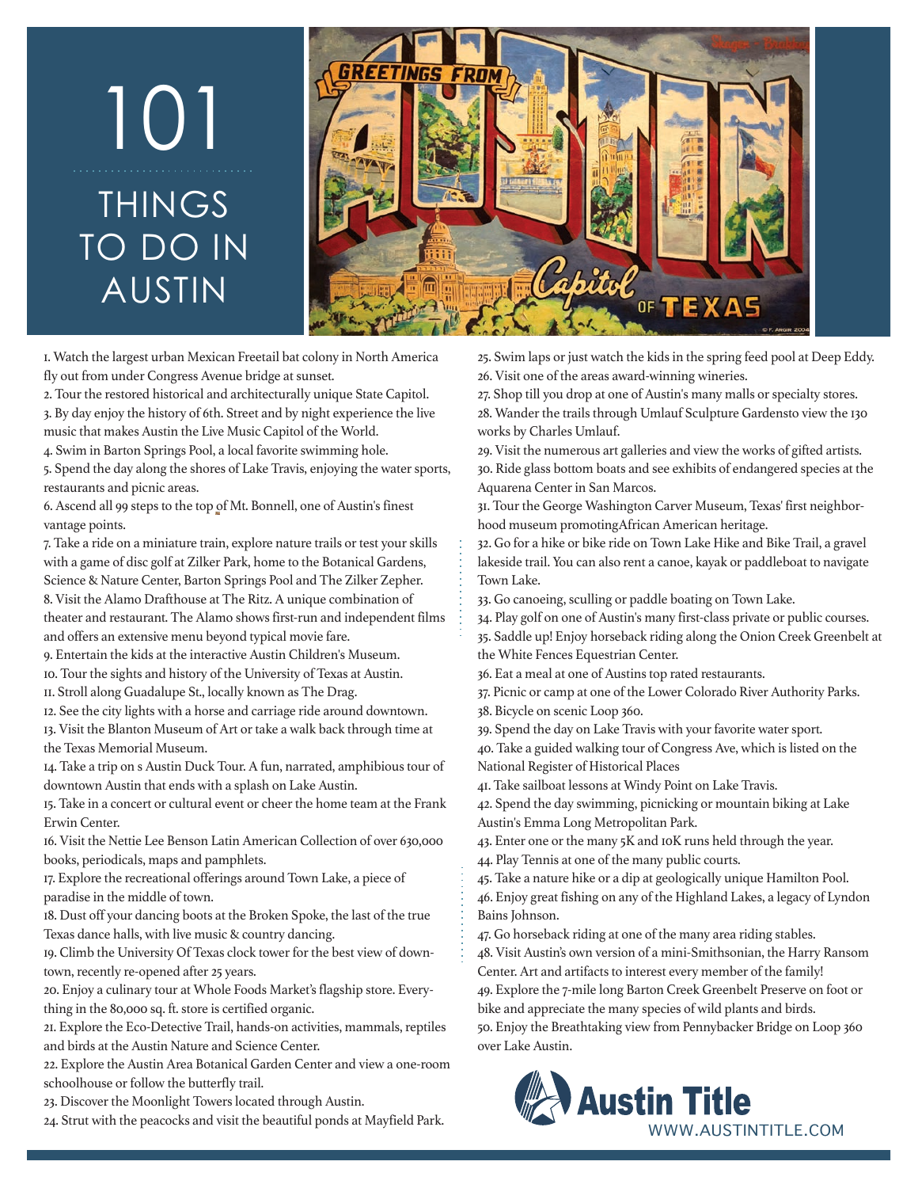# 101 THINGS TO DO IN AUSTIN

1. Watch the largest urban Mexican Freetail bat colony in North America fly out from under Congress Avenue bridge at sunset.
2. Tour the restored historical and architecturally unique State Capitol.
3. By day enjoy the history of 6th. Street and by night experience the live music that makes Austin the Live Music Capitol of the World.
4. Swim in Barton Springs Pool, a local favorite swimming hole.
5. Spend the day along the shores of Lake Travis, enjoying the water sports, restaurants and picnic areas.
6. Ascend all 99 steps to the top of Mt. Bonnell, one of Austin's finest vantage points.
7. Take a ride on a miniature train, explore nature trails or test your skills with a game of disc golf at Zilker Park, home to the Botanical Gardens, Science & Nature Center, Barton Springs Pool and The Zilker Zepher.
8. Visit the Alamo Drafthouse at The Ritz. A unique combination of theater and restaurant. The Alamo shows first-run and independent films and offers an extensive menu beyond typical movie fare.
9. Entertain the kids at the interactive Austin Children's Museum.
10. Tour the sights and history of the University of Texas at Austin.
11. Stroll along Guadalupe St., locally known as The Drag.
12. See the city lights with a horse and carriage ride around downtown.
13. Visit the Blanton Museum of Art or take a walk back through time at the Texas Memorial Museum.
14. Take a trip on s Austin Duck Tour. A fun, narrated, amphibious tour of downtown Austin that ends with a splash on Lake Austin.
15. Take in a concert or cultural event or cheer the home team at the Frank Erwin Center.
16. Visit the Nettie Lee Benson Latin American Collection of over 630,000 books, periodicals, maps and pamphlets.
17. Explore the recreational offerings around Town Lake, a piece of paradise in the middle of town.
18. Dust off your dancing boots at the Broken Spoke, the last of the true Texas dance halls, with live music & country dancing.
19. Climb the University Of Texas clock tower for the best view of downtown, recently re-opened after 25 years.
20. Enjoy a culinary tour at Whole Foods Market's flagship store. Everything in the 80,000 sq. ft. store is certified organic.
21. Explore the Eco-Detective Trail, hands-on activities, mammals, reptiles and birds at the Austin Nature and Science Center.
22. Explore the Austin Area Botanical Garden Center and view a one-room schoolhouse or follow the butterfly trail.
23. Discover the Moonlight Towers located through Austin.
24. Strut with the peacocks and visit the beautiful ponds at Mayfield Park.
25. Swim laps or just watch the kids in the spring feed pool at Deep Eddy.
26. Visit one of the areas award-winning wineries.
27. Shop till you drop at one of Austin's many malls or specialty stores.
28. Wander the trails through Umlauf Sculpture Gardensto view the 130 works by Charles Umlauf.
29. Visit the numerous art galleries and view the works of gifted artists.
30. Ride glass bottom boats and see exhibits of endangered species at the Aquarena Center in San Marcos.
31. Tour the George Washington Carver Museum, Texas' first neighborhood museum promotingAfrican American heritage.
32. Go for a hike or bike ride on Town Lake Hike and Bike Trail, a gravel lakeside trail. You can also rent a canoe, kayak or paddleboat to navigate Town Lake.
33. Go canoeing, sculling or paddle boating on Town Lake.
34. Play golf on one of Austin's many first-class private or public courses.
35. Saddle up! Enjoy horseback riding along the Onion Creek Greenbelt at the White Fences Equestrian Center.
36. Eat a meal at one of Austins top rated restaurants.
37. Picnic or camp at one of the Lower Colorado River Authority Parks.
38. Bicycle on scenic Loop 360.
39. Spend the day on Lake Travis with your favorite water sport.
40. Take a guided walking tour of Congress Ave, which is listed on the National Register of Historical Places
41. Take sailboat lessons at Windy Point on Lake Travis.
42. Spend the day swimming, picnicking or mountain biking at Lake Austin's Emma Long Metropolitan Park.
43. Enter one or the many 5K and 10K runs held through the year.
44. Play Tennis at one of the many public courts.
45. Take a nature hike or a dip at geologically unique Hamilton Pool.
46. Enjoy great fishing on any of the Highland Lakes, a legacy of Lyndon Bains Johnson.
47. Go horseback riding at one of the many area riding stables.
48. Visit Austin's own version of a mini-Smithsonian, the Harry Ransom Center. Art and artifacts to interest every member of the family!
49. Explore the 7-mile long Barton Creek Greenbelt Preserve on foot or bike and appreciate the many species of wild plants and birds.
50. Enjoy the Breathtaking view from Pennybacker Bridge on Loop 360 over Lake Austin.

**Austin Title**
WWW.AUSTINTITLE.COM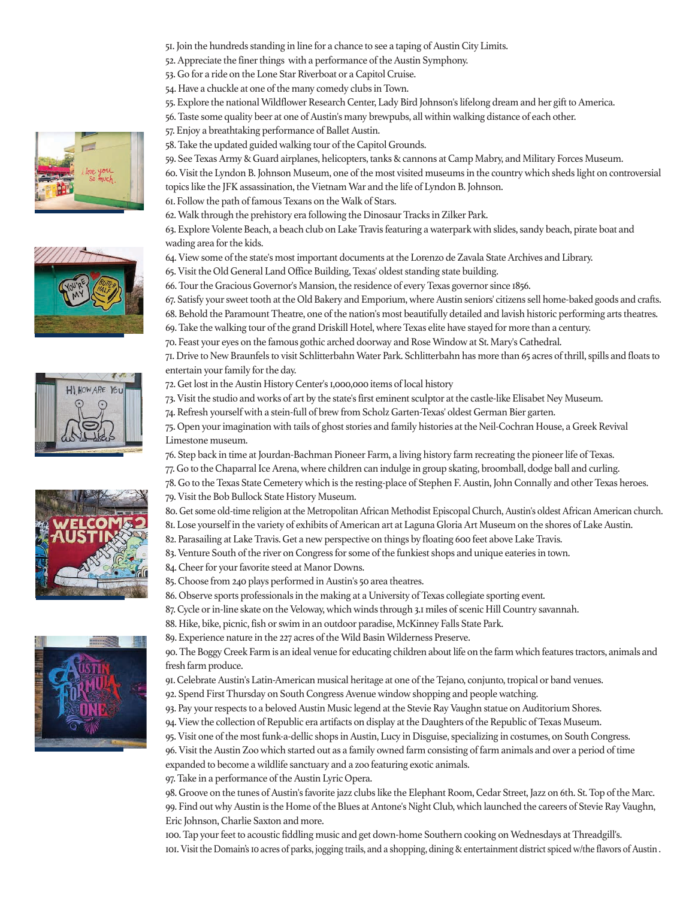51. Join the hundreds standing in line for a chance to see a taping of Austin City Limits.
52. Appreciate the finer things with a performance of the Austin Symphony.
53. Go for a ride on the Lone Star Riverboat or a Capitol Cruise.
54. Have a chuckle at one of the many comedy clubs in Town.
55. Explore the national Wildflower Research Center, Lady Bird Johnson's lifelong dream and her gift to America.
56. Taste some quality beer at one of Austin's many brewpubs, all within walking distance of each other.
57. Enjoy a breathtaking performance of Ballet Austin.
58. Take the updated guided walking tour of the Capitol Grounds.
59. See Texas Army & Guard airplanes, helicopters, tanks & cannons at Camp Mabry, and Military Forces Museum.
60. Visit the Lyndon B. Johnson Museum, one of the most visited museums in the country which sheds light on controversial topics like the JFK assassination, the Vietnam War and the life of Lyndon B. Johnson.
61. Follow the path of famous Texans on the Walk of Stars.
62. Walk through the prehistory era following the Dinosaur Tracks in Zilker Park.
63. Explore Volente Beach, a beach club on Lake Travis featuring a waterpark with slides, sandy beach, pirate boat and wading area for the kids.
64. View some of the state's most important documents at the Lorenzo de Zavala State Archives and Library.
65. Visit the Old General Land Office Building, Texas' oldest standing state building.
66. Tour the Gracious Governor's Mansion, the residence of every Texas governor since 1856.
67. Satisfy your sweet tooth at the Old Bakery and Emporium, where Austin seniors' citizens sell home-baked goods and crafts.
68. Behold the Paramount Theatre, one of the nation's most beautifully detailed and lavish historic performing arts theatres.
69. Take the walking tour of the grand Driskill Hotel, where Texas elite have stayed for more than a century.
70. Feast your eyes on the famous gothic arched doorway and Rose Window at St. Mary's Cathedral.
71. Drive to New Braunfels to visit Schlitterbahn Water Park. Schlitterbahn has more than 65 acres of thrill, spills and floats to entertain your family for the day.
72. Get lost in the Austin History Center's 1,000,000 items of local history
73. Visit the studio and works of art by the state's first eminent sculptor at the castle-like Elisabet Ney Museum.
74. Refresh yourself with a stein-full of brew from Scholz Garten-Texas' oldest German Bier garten.
75. Open your imagination with tails of ghost stories and family histories at the Neil-Cochran House, a Greek Revival Limestone museum.
76. Step back in time at Jourdan-Bachman Pioneer Farm, a living history farm recreating the pioneer life of Texas.
77. Go to the Chaparral Ice Arena, where children can indulge in group skating, broomball, dodge ball and curling.
78. Go to the Texas State Cemetery which is the resting-place of Stephen F. Austin, John Connally and other Texas heroes.
79. Visit the Bob Bullock State History Museum.
80. Get some old-time religion at the Metropolitan African Methodist Episcopal Church, Austin's oldest African American church.
81. Lose yourself in the variety of exhibits of American art at Laguna Gloria Art Museum on the shores of Lake Austin.
82. Parasailing at Lake Travis. Get a new perspective on things by floating 600 feet above Lake Travis.
83. Venture South of the river on Congress for some of the funkiest shops and unique eateries in town.
84. Cheer for your favorite steed at Manor Downs.
85. Choose from 240 plays performed in Austin's 50 area theatres.
86. Observe sports professionals in the making at a University of Texas collegiate sporting event.
87. Cycle or in-line skate on the Veloway, which winds through 3.1 miles of scenic Hill Country savannah.
88. Hike, bike, picnic, fish or swim in an outdoor paradise, McKinney Falls State Park.
89. Experience nature in the 227 acres of the Wild Basin Wilderness Preserve.
90. The Boggy Creek Farm is an ideal venue for educating children about life on the farm which features tractors, animals and fresh farm produce.
91. Celebrate Austin's Latin-American musical heritage at one of the Tejano, conjunto, tropical or band venues.
92. Spend First Thursday on South Congress Avenue window shopping and people watching.
93. Pay your respects to a beloved Austin Music legend at the Stevie Ray Vaughn statue on Auditorium Shores.
94. View the collection of Republic era artifacts on display at the Daughters of the Republic of Texas Museum.
95. Visit one of the most funk-a-dellic shops in Austin, Lucy in Disguise, specializing in costumes, on South Congress.
96. Visit the Austin Zoo which started out as a family owned farm consisting of farm animals and over a period of time expanded to become a wildlife sanctuary and a zoo featuring exotic animals.
97. Take in a performance of the Austin Lyric Opera.
98. Groove on the tunes of Austin's favorite jazz clubs like the Elephant Room, Cedar Street, Jazz on 6th. St. Top of the Marc.
99. Find out why Austin is the Home of the Blues at Antone's Night Club, which launched the careers of Stevie Ray Vaughn, Eric Johnson, Charlie Saxton and more.
100. Tap your feet to acoustic fiddling music and get down-home Southern cooking on Wednesdays at Threadgill's.
101. Visit the Domain's 10 acres of parks, jogging trails, and a shopping, dining & entertainment district spiced w/the flavors of Austin .